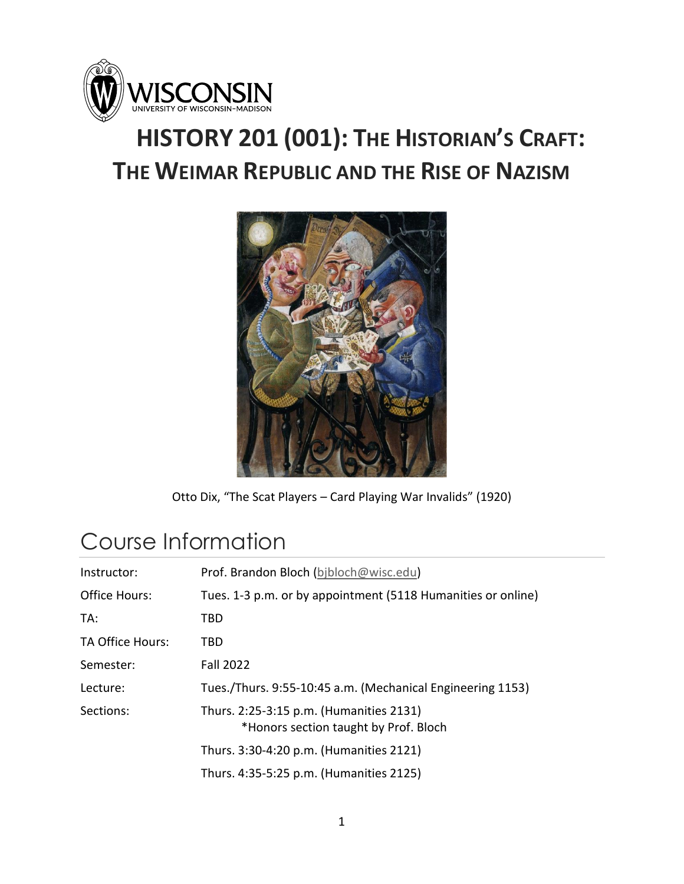# HISTORY 201 (001): THE HISTORIAN'S CRAFT: THE WEIMAR REPUBLIC AND THE RISE OF NAZISM

Otto Dix, "The Scat Players – Card Playing War Invalids" (1920)

## Course Information

| | |
|---|---|
| Instructor: | Prof. Brandon Bloch (bjbloch@wisc.edu) |
| Office Hours: | Tues. 1-3 p.m. or by appointment (5118 Humanities or online) |
| TA: | TBD |
| TA Office Hours: | TBD |
| Semester: | Fall 2022 |
| Lecture: | Tues./Thurs. 9:55-10:45 a.m. (Mechanical Engineering 1153) |
| Sections: | Thurs. 2:25-3:15 p.m. (Humanities 2131) *Honors section taught by Prof. Bloch |
| | Thurs. 3:30-4:20 p.m. (Humanities 2121) |
| | Thurs. 4:35-5:25 p.m. (Humanities 2125) |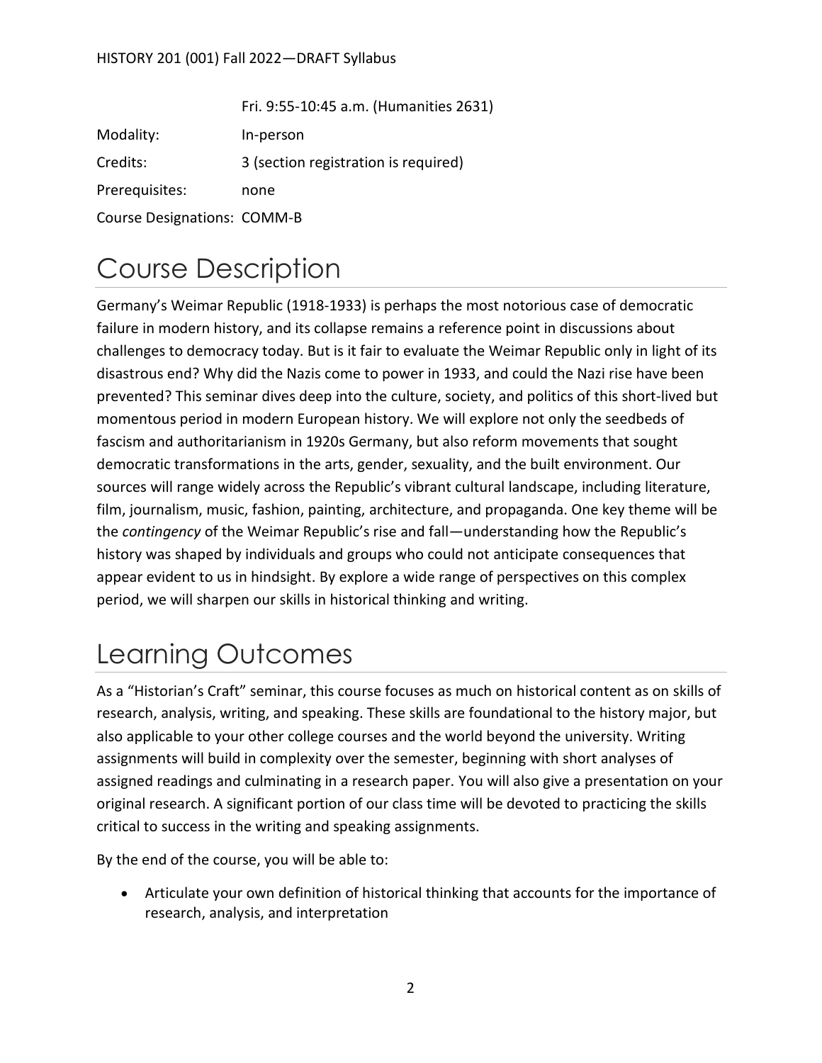| | |
|---|---|
| | Fri. 9:55-10:45 a.m. (Humanities 2631) |
| Modality: | In-person |
| Credits: | 3 (section registration is required) |
| Prerequisites: | none |
| Course Designations: | COMM-B |

# Course Description

Germany's Weimar Republic (1918-1933) is perhaps the most notorious case of democratic failure in modern history, and its collapse remains a reference point in discussions about challenges to democracy today. But is it fair to evaluate the Weimar Republic only in light of its disastrous end? Why did the Nazis come to power in 1933, and could the Nazi rise have been prevented? This seminar dives deep into the culture, society, and politics of this short-lived but momentous period in modern European history. We will explore not only the seedbeds of fascism and authoritarianism in 1920s Germany, but also reform movements that sought democratic transformations in the arts, gender, sexuality, and the built environment. Our sources will range widely across the Republic's vibrant cultural landscape, including literature, film, journalism, music, fashion, painting, architecture, and propaganda. One key theme will be the *contingency* of the Weimar Republic's rise and fall—understanding how the Republic's history was shaped by individuals and groups who could not anticipate consequences that appear evident to us in hindsight. By explore a wide range of perspectives on this complex period, we will sharpen our skills in historical thinking and writing.

# Learning Outcomes

As a "Historian's Craft" seminar, this course focuses as much on historical content as on skills of research, analysis, writing, and speaking. These skills are foundational to the history major, but also applicable to your other college courses and the world beyond the university. Writing assignments will build in complexity over the semester, beginning with short analyses of assigned readings and culminating in a research paper. You will also give a presentation on your original research. A significant portion of our class time will be devoted to practicing the skills critical to success in the writing and speaking assignments.

By the end of the course, you will be able to:

- Articulate your own definition of historical thinking that accounts for the importance of research, analysis, and interpretation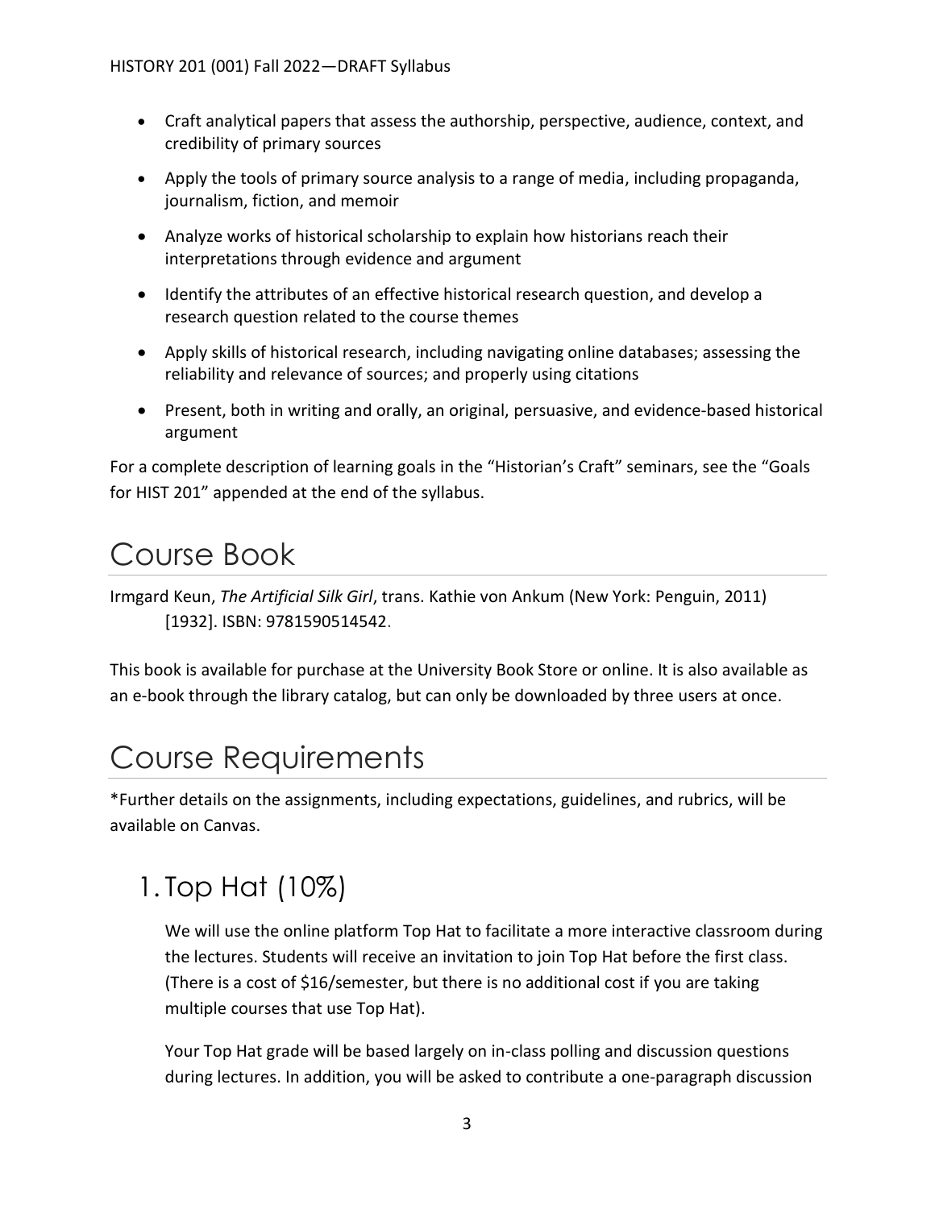- Craft analytical papers that assess the authorship, perspective, audience, context, and credibility of primary sources
- Apply the tools of primary source analysis to a range of media, including propaganda, journalism, fiction, and memoir
- Analyze works of historical scholarship to explain how historians reach their interpretations through evidence and argument
- Identify the attributes of an effective historical research question, and develop a research question related to the course themes
- Apply skills of historical research, including navigating online databases; assessing the reliability and relevance of sources; and properly using citations
- Present, both in writing and orally, an original, persuasive, and evidence-based historical argument

For a complete description of learning goals in the "Historian's Craft" seminars, see the "Goals for HIST 201" appended at the end of the syllabus.

# Course Book

Irmgard Keun, *The Artificial Silk Girl*, trans. Kathie von Ankum (New York: Penguin, 2011) [1932]. ISBN: 9781590514542.

This book is available for purchase at the University Book Store or online. It is also available as an e-book through the library catalog, but can only be downloaded by three users at once.

# Course Requirements

*Further details on the assignments, including expectations, guidelines, and rubrics, will be available on Canvas.

## 1. Top Hat (10%)

We will use the online platform Top Hat to facilitate a more interactive classroom during the lectures. Students will receive an invitation to join Top Hat before the first class. (There is a cost of $16/semester, but there is no additional cost if you are taking multiple courses that use Top Hat).

Your Top Hat grade will be based largely on in-class polling and discussion questions during lectures. In addition, you will be asked to contribute a one-paragraph discussion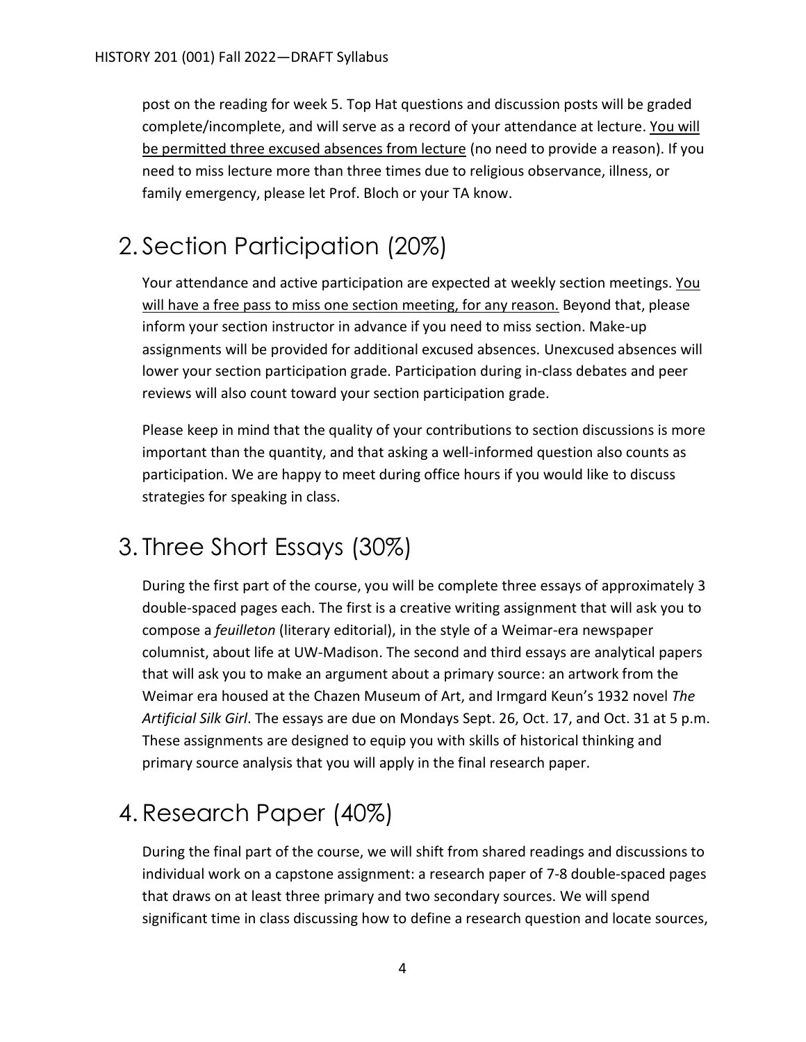post on the reading for week 5. Top Hat questions and discussion posts will be graded complete/incomplete, and will serve as a record of your attendance at lecture. You will be permitted three excused absences from lecture (no need to provide a reason). If you need to miss lecture more than three times due to religious observance, illness, or family emergency, please let Prof. Bloch or your TA know.

## 2. Section Participation (20%)

Your attendance and active participation are expected at weekly section meetings. You will have a free pass to miss one section meeting, for any reason. Beyond that, please inform your section instructor in advance if you need to miss section. Make-up assignments will be provided for additional excused absences. Unexcused absences will lower your section participation grade. Participation during in-class debates and peer reviews will also count toward your section participation grade.

Please keep in mind that the quality of your contributions to section discussions is more important than the quantity, and that asking a well-informed question also counts as participation. We are happy to meet during office hours if you would like to discuss strategies for speaking in class.

## 3. Three Short Essays (30%)

During the first part of the course, you will be complete three essays of approximately 3 double-spaced pages each. The first is a creative writing assignment that will ask you to compose a *feuilleton* (literary editorial), in the style of a Weimar-era newspaper columnist, about life at UW-Madison. The second and third essays are analytical papers that will ask you to make an argument about a primary source: an artwork from the Weimar era housed at the Chazen Museum of Art, and Irmgard Keun's 1932 novel *The Artificial Silk Girl*. The essays are due on Mondays Sept. 26, Oct. 17, and Oct. 31 at 5 p.m. These assignments are designed to equip you with skills of historical thinking and primary source analysis that you will apply in the final research paper.

## 4. Research Paper (40%)

During the final part of the course, we will shift from shared readings and discussions to individual work on a capstone assignment: a research paper of 7-8 double-spaced pages that draws on at least three primary and two secondary sources. We will spend significant time in class discussing how to define a research question and locate sources,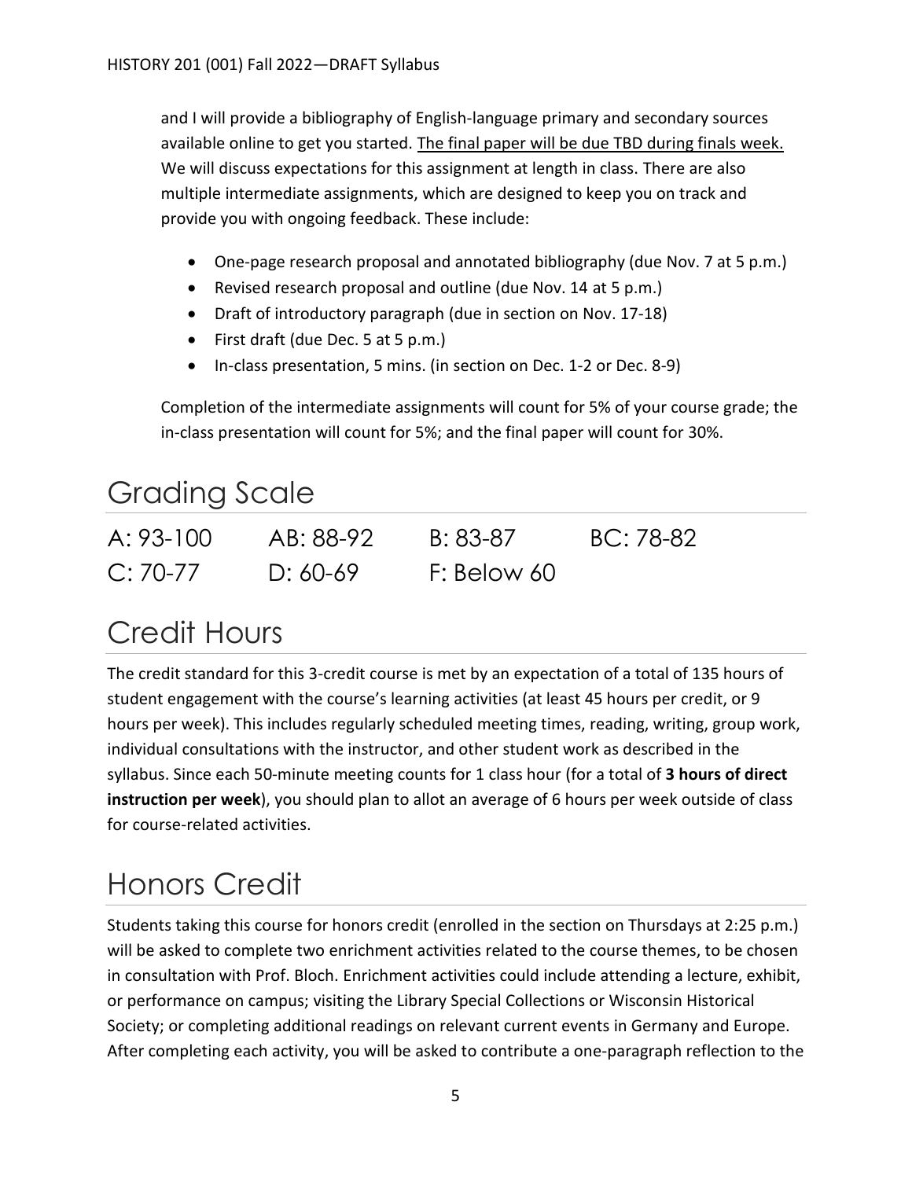and I will provide a bibliography of English-language primary and secondary sources available online to get you started. <u>The final paper will be due TBD during finals week.</u> We will discuss expectations for this assignment at length in class. There are also multiple intermediate assignments, which are designed to keep you on track and provide you with ongoing feedback. These include:

- One-page research proposal and annotated bibliography (due Nov. 7 at 5 p.m.)
- Revised research proposal and outline (due Nov. 14 at 5 p.m.)
- Draft of introductory paragraph (due in section on Nov. 17-18)
- First draft (due Dec. 5 at 5 p.m.)
- In-class presentation, 5 mins. (in section on Dec. 1-2 or Dec. 8-9)

Completion of the intermediate assignments will count for 5% of your course grade; the in-class presentation will count for 5%; and the final paper will count for 30%.

# Grading Scale

| | | | |
|---|---|---|---|
| A: 93-100 | AB: 88-92 | B: 83-87 | BC: 78-82 |
| C: 70-77 | D: 60-69 | F: Below 60 | |

# Credit Hours

The credit standard for this 3-credit course is met by an expectation of a total of 135 hours of student engagement with the course's learning activities (at least 45 hours per credit, or 9 hours per week). This includes regularly scheduled meeting times, reading, writing, group work, individual consultations with the instructor, and other student work as described in the syllabus. Since each 50-minute meeting counts for 1 class hour (for a total of **3 hours of direct instruction per week**), you should plan to allot an average of 6 hours per week outside of class for course-related activities.

# Honors Credit

Students taking this course for honors credit (enrolled in the section on Thursdays at 2:25 p.m.) will be asked to complete two enrichment activities related to the course themes, to be chosen in consultation with Prof. Bloch. Enrichment activities could include attending a lecture, exhibit, or performance on campus; visiting the Library Special Collections or Wisconsin Historical Society; or completing additional readings on relevant current events in Germany and Europe. After completing each activity, you will be asked to contribute a one-paragraph reflection to the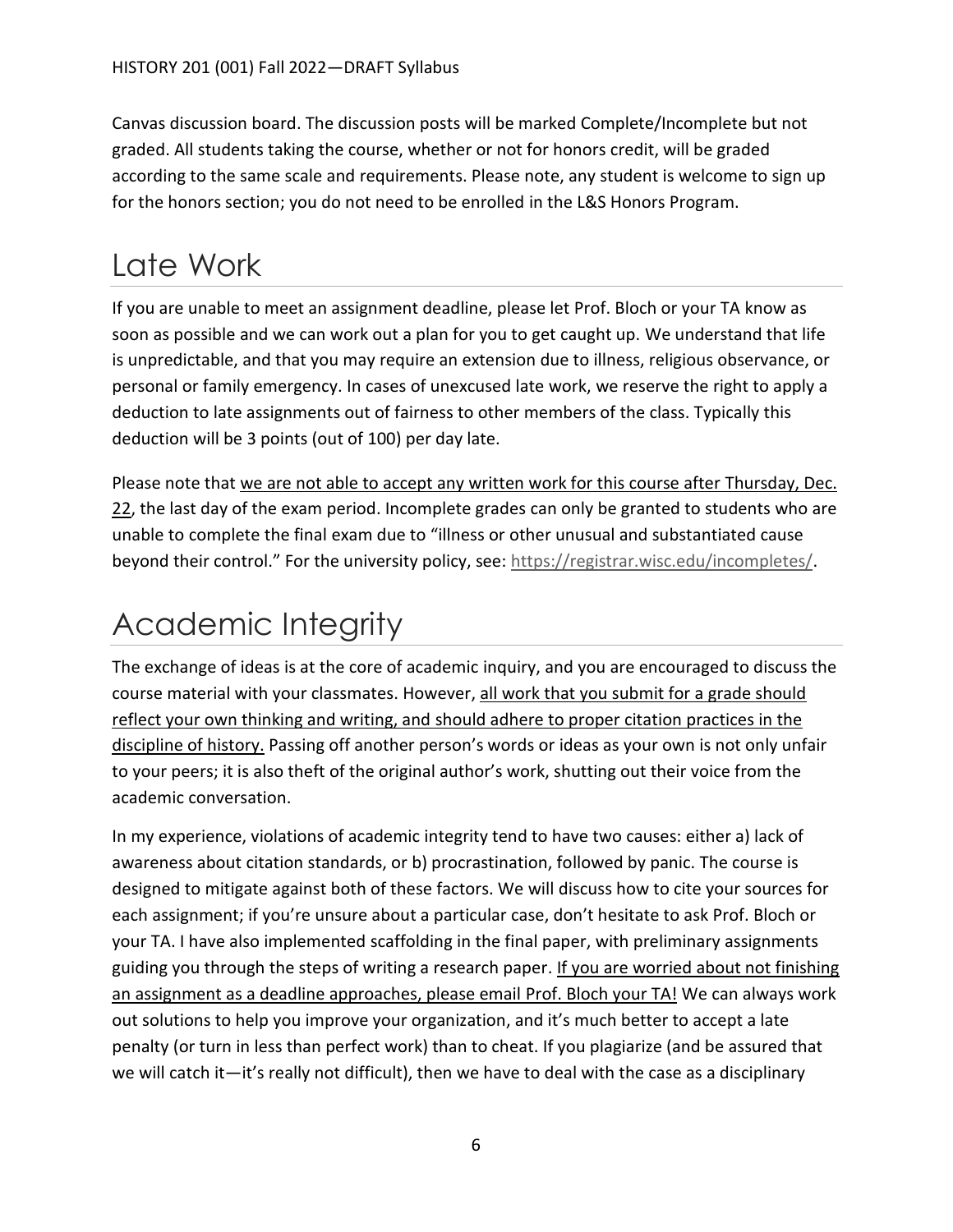Canvas discussion board. The discussion posts will be marked Complete/Incomplete but not graded. All students taking the course, whether or not for honors credit, will be graded according to the same scale and requirements. Please note, any student is welcome to sign up for the honors section; you do not need to be enrolled in the L&S Honors Program.

# Late Work

If you are unable to meet an assignment deadline, please let Prof. Bloch or your TA know as soon as possible and we can work out a plan for you to get caught up. We understand that life is unpredictable, and that you may require an extension due to illness, religious observance, or personal or family emergency. In cases of unexcused late work, we reserve the right to apply a deduction to late assignments out of fairness to other members of the class. Typically this deduction will be 3 points (out of 100) per day late.

Please note that <u>we are not able to accept any written work for this course after Thursday, Dec. 22</u>, the last day of the exam period. Incomplete grades can only be granted to students who are unable to complete the final exam due to "illness or other unusual and substantiated cause beyond their control." For the university policy, see: https://registrar.wisc.edu/incompletes/.

# Academic Integrity

The exchange of ideas is at the core of academic inquiry, and you are encouraged to discuss the course material with your classmates. However, <u>all work that you submit for a grade should reflect your own thinking and writing, and should adhere to proper citation practices in the discipline of history.</u> Passing off another person's words or ideas as your own is not only unfair to your peers; it is also theft of the original author's work, shutting out their voice from the academic conversation.

In my experience, violations of academic integrity tend to have two causes: either a) lack of awareness about citation standards, or b) procrastination, followed by panic. The course is designed to mitigate against both of these factors. We will discuss how to cite your sources for each assignment; if you're unsure about a particular case, don't hesitate to ask Prof. Bloch or your TA. I have also implemented scaffolding in the final paper, with preliminary assignments guiding you through the steps of writing a research paper. <u>If you are worried about not finishing an assignment as a deadline approaches, please email Prof. Bloch your TA!</u> We can always work out solutions to help you improve your organization, and it's much better to accept a late penalty (or turn in less than perfect work) than to cheat. If you plagiarize (and be assured that we will catch it—it's really not difficult), then we have to deal with the case as a disciplinary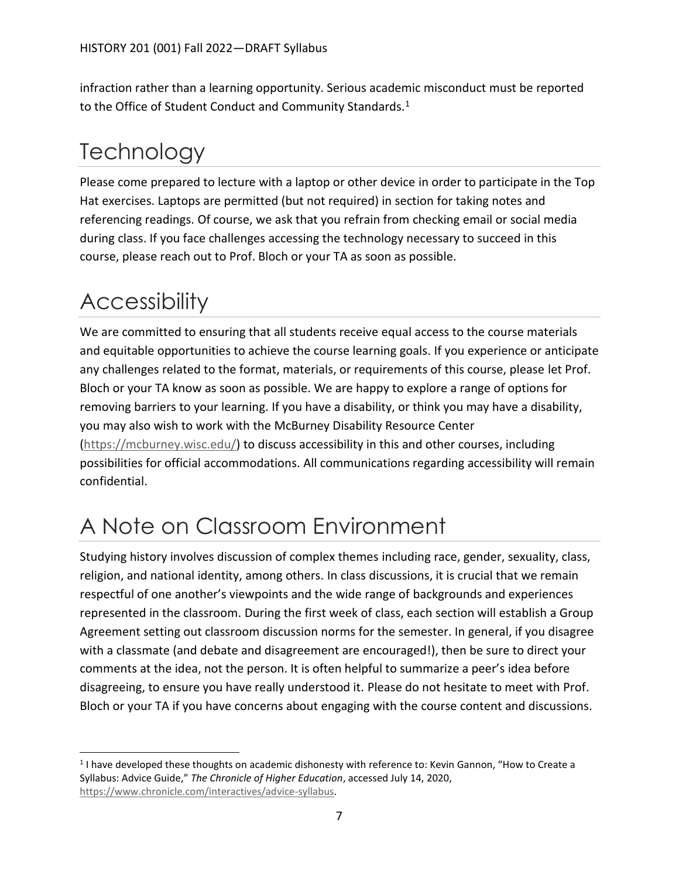infraction rather than a learning opportunity. Serious academic misconduct must be reported to the Office of Student Conduct and Community Standards.[1]

# Technology

Please come prepared to lecture with a laptop or other device in order to participate in the Top Hat exercises. Laptops are permitted (but not required) in section for taking notes and referencing readings. Of course, we ask that you refrain from checking email or social media during class. If you face challenges accessing the technology necessary to succeed in this course, please reach out to Prof. Bloch or your TA as soon as possible.

# Accessibility

We are committed to ensuring that all students receive equal access to the course materials and equitable opportunities to achieve the course learning goals. If you experience or anticipate any challenges related to the format, materials, or requirements of this course, please let Prof. Bloch or your TA know as soon as possible. We are happy to explore a range of options for removing barriers to your learning. If you have a disability, or think you may have a disability, you may also wish to work with the McBurney Disability Resource Center (https://mcburney.wisc.edu/) to discuss accessibility in this and other courses, including possibilities for official accommodations. All communications regarding accessibility will remain confidential.

# A Note on Classroom Environment

Studying history involves discussion of complex themes including race, gender, sexuality, class, religion, and national identity, among others. In class discussions, it is crucial that we remain respectful of one another's viewpoints and the wide range of backgrounds and experiences represented in the classroom. During the first week of class, each section will establish a Group Agreement setting out classroom discussion norms for the semester. In general, if you disagree with a classmate (and debate and disagreement are encouraged!), then be sure to direct your comments at the idea, not the person. It is often helpful to summarize a peer's idea before disagreeing, to ensure you have really understood it. Please do not hesitate to meet with Prof. Bloch or your TA if you have concerns about engaging with the course content and discussions.

---

[1] I have developed these thoughts on academic dishonesty with reference to: Kevin Gannon, "How to Create a Syllabus: Advice Guide," *The Chronicle of Higher Education*, accessed July 14, 2020, https://www.chronicle.com/interactives/advice-syllabus.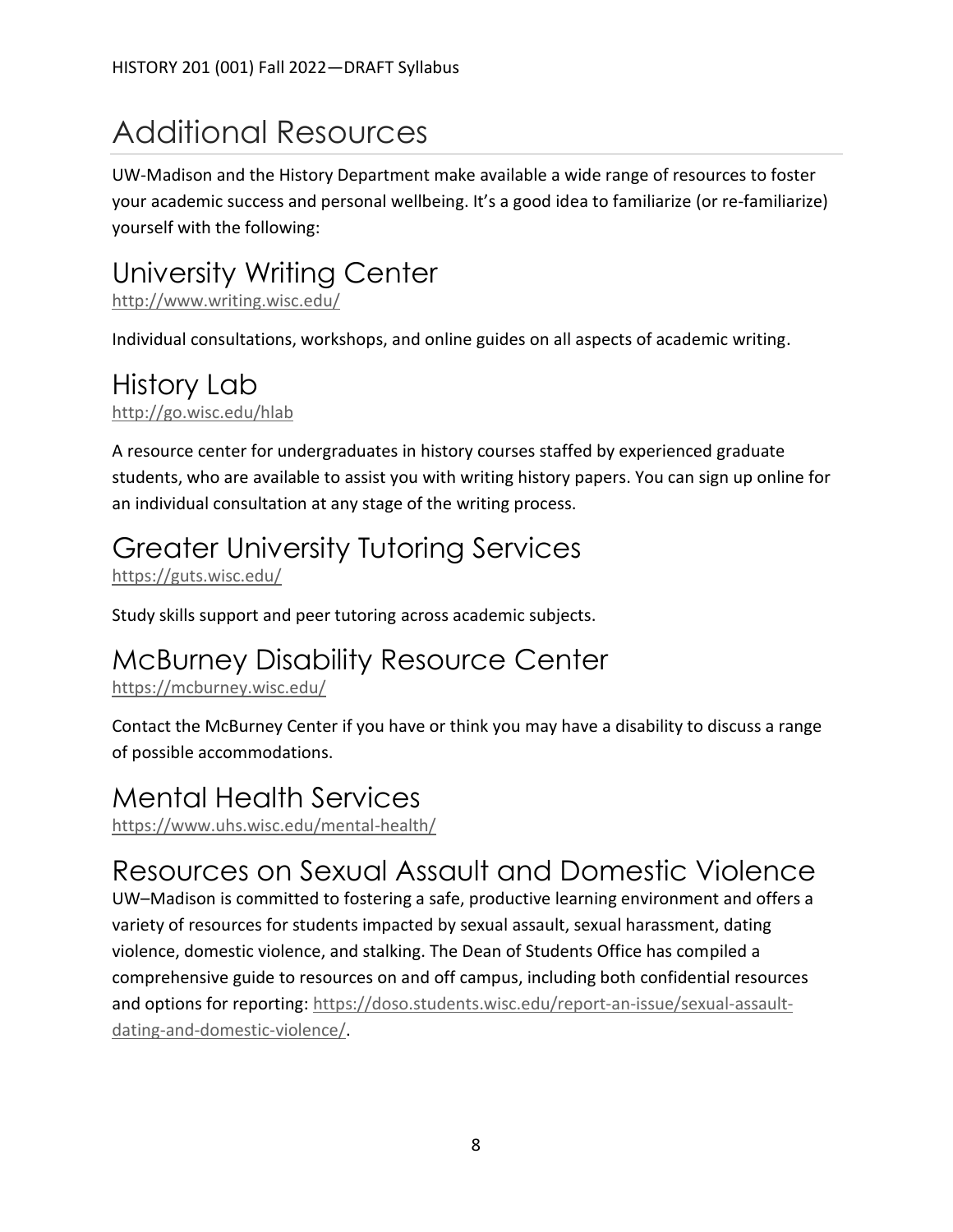# Additional Resources

UW-Madison and the History Department make available a wide range of resources to foster your academic success and personal wellbeing. It's a good idea to familiarize (or re-familiarize) yourself with the following:

## University Writing Center

http://www.writing.wisc.edu/

Individual consultations, workshops, and online guides on all aspects of academic writing.

## History Lab

http://go.wisc.edu/hlab

A resource center for undergraduates in history courses staffed by experienced graduate students, who are available to assist you with writing history papers. You can sign up online for an individual consultation at any stage of the writing process.

## Greater University Tutoring Services

https://guts.wisc.edu/

Study skills support and peer tutoring across academic subjects.

## McBurney Disability Resource Center

https://mcburney.wisc.edu/

Contact the McBurney Center if you have or think you may have a disability to discuss a range of possible accommodations.

## Mental Health Services

https://www.uhs.wisc.edu/mental-health/

## Resources on Sexual Assault and Domestic Violence

UW–Madison is committed to fostering a safe, productive learning environment and offers a variety of resources for students impacted by sexual assault, sexual harassment, dating violence, domestic violence, and stalking. The Dean of Students Office has compiled a comprehensive guide to resources on and off campus, including both confidential resources and options for reporting: https://doso.students.wisc.edu/report-an-issue/sexual-assault-dating-and-domestic-violence/.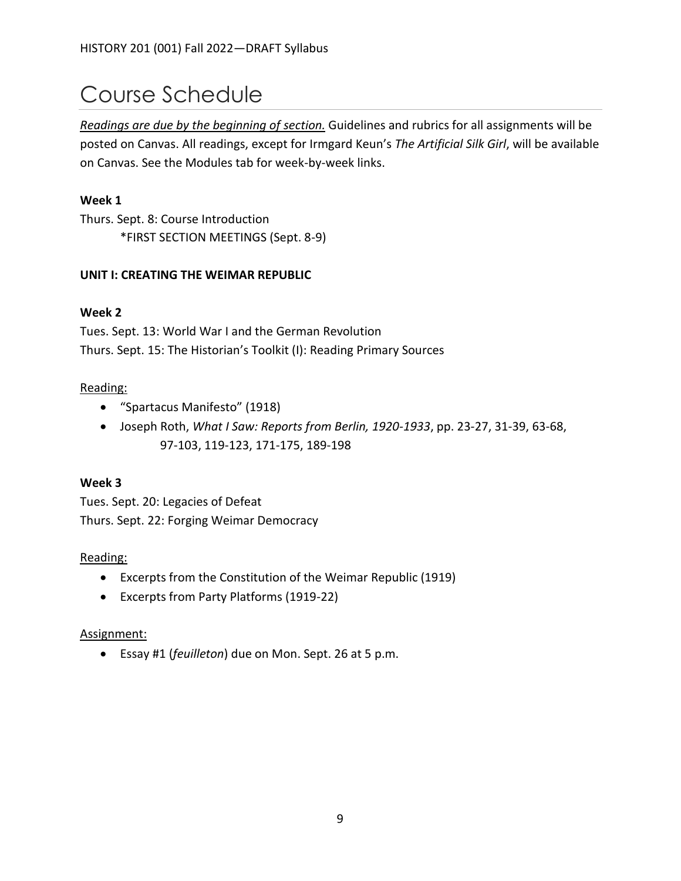# Course Schedule

*Readings are due by the beginning of section.* Guidelines and rubrics for all assignments will be posted on Canvas. All readings, except for Irmgard Keun's *The Artificial Silk Girl*, will be available on Canvas. See the Modules tab for week-by-week links.

**Week 1**

Thurs. Sept. 8: Course Introduction

*FIRST SECTION MEETINGS (Sept. 8-9)

**UNIT I: CREATING THE WEIMAR REPUBLIC**

**Week 2**

Tues. Sept. 13: World War I and the German Revolution
Thurs. Sept. 15: The Historian's Toolkit (I): Reading Primary Sources

Reading:

- "Spartacus Manifesto" (1918)
- Joseph Roth, *What I Saw: Reports from Berlin, 1920-1933*, pp. 23-27, 31-39, 63-68, 97-103, 119-123, 171-175, 189-198

**Week 3**

Tues. Sept. 20: Legacies of Defeat
Thurs. Sept. 22: Forging Weimar Democracy

Reading:

- Excerpts from the Constitution of the Weimar Republic (1919)
- Excerpts from Party Platforms (1919-22)

Assignment:

- Essay #1 (*feuilleton*) due on Mon. Sept. 26 at 5 p.m.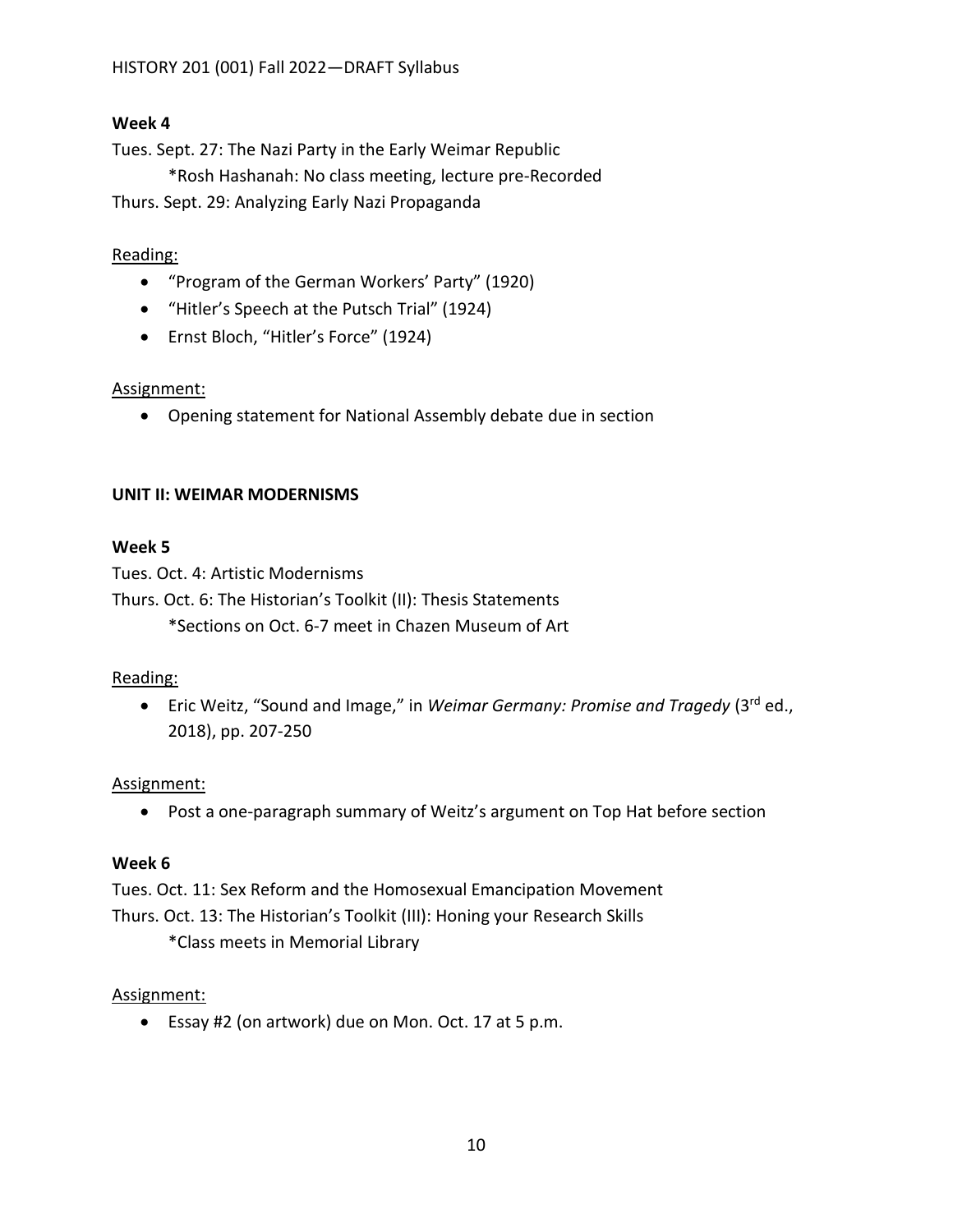**Week 4**

Tues. Sept. 27: The Nazi Party in the Early Weimar Republic

*Rosh Hashanah: No class meeting, lecture pre-Recorded

Thurs. Sept. 29: Analyzing Early Nazi Propaganda

Reading:

- "Program of the German Workers' Party" (1920)
- "Hitler's Speech at the Putsch Trial" (1924)
- Ernst Bloch, "Hitler's Force" (1924)

Assignment:

- Opening statement for National Assembly debate due in section

**UNIT II: WEIMAR MODERNISMS**

**Week 5**

Tues. Oct. 4: Artistic Modernisms

Thurs. Oct. 6: The Historian's Toolkit (II): Thesis Statements

*Sections on Oct. 6-7 meet in Chazen Museum of Art

Reading:

- Eric Weitz, "Sound and Image," in *Weimar Germany: Promise and Tragedy* (3rd ed., 2018), pp. 207-250

Assignment:

- Post a one-paragraph summary of Weitz's argument on Top Hat before section

**Week 6**

Tues. Oct. 11: Sex Reform and the Homosexual Emancipation Movement

Thurs. Oct. 13: The Historian's Toolkit (III): Honing your Research Skills

*Class meets in Memorial Library

Assignment:

- Essay #2 (on artwork) due on Mon. Oct. 17 at 5 p.m.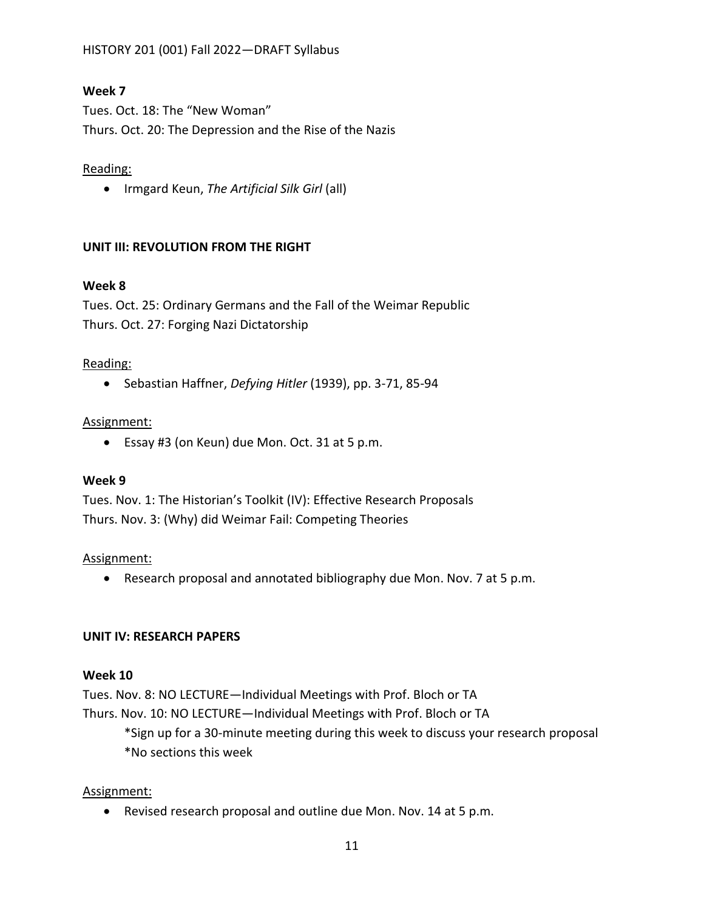### Week 7

Tues. Oct. 18: The "New Woman"
Thurs. Oct. 20: The Depression and the Rise of the Nazis

<u>Reading:</u>

- Irmgard Keun, *The Artificial Silk Girl* (all)

## UNIT III: REVOLUTION FROM THE RIGHT

### Week 8

Tues. Oct. 25: Ordinary Germans and the Fall of the Weimar Republic
Thurs. Oct. 27: Forging Nazi Dictatorship

<u>Reading:</u>

- Sebastian Haffner, *Defying Hitler* (1939), pp. 3-71, 85-94

<u>Assignment:</u>

- Essay #3 (on Keun) due Mon. Oct. 31 at 5 p.m.

### Week 9

Tues. Nov. 1: The Historian's Toolkit (IV): Effective Research Proposals
Thurs. Nov. 3: (Why) did Weimar Fail: Competing Theories

<u>Assignment:</u>

- Research proposal and annotated bibliography due Mon. Nov. 7 at 5 p.m.

## UNIT IV: RESEARCH PAPERS

### Week 10

Tues. Nov. 8: NO LECTURE—Individual Meetings with Prof. Bloch or TA
Thurs. Nov. 10: NO LECTURE—Individual Meetings with Prof. Bloch or TA

*Sign up for a 30-minute meeting during this week to discuss your research proposal
*No sections this week

<u>Assignment:</u>

- Revised research proposal and outline due Mon. Nov. 14 at 5 p.m.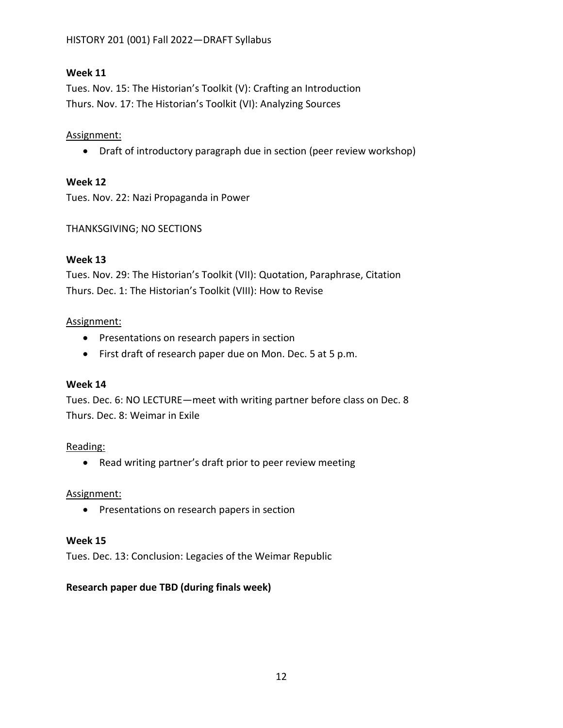**Week 11**

Tues. Nov. 15: The Historian's Toolkit (V): Crafting an Introduction
Thurs. Nov. 17: The Historian's Toolkit (VI): Analyzing Sources

Assignment:

- Draft of introductory paragraph due in section (peer review workshop)

**Week 12**

Tues. Nov. 22: Nazi Propaganda in Power

THANKSGIVING; NO SECTIONS

**Week 13**

Tues. Nov. 29: The Historian's Toolkit (VII): Quotation, Paraphrase, Citation
Thurs. Dec. 1: The Historian's Toolkit (VIII): How to Revise

Assignment:

- Presentations on research papers in section
- First draft of research paper due on Mon. Dec. 5 at 5 p.m.

**Week 14**

Tues. Dec. 6: NO LECTURE—meet with writing partner before class on Dec. 8
Thurs. Dec. 8: Weimar in Exile

Reading:

- Read writing partner's draft prior to peer review meeting

Assignment:

- Presentations on research papers in section

**Week 15**

Tues. Dec. 13: Conclusion: Legacies of the Weimar Republic

**Research paper due TBD (during finals week)**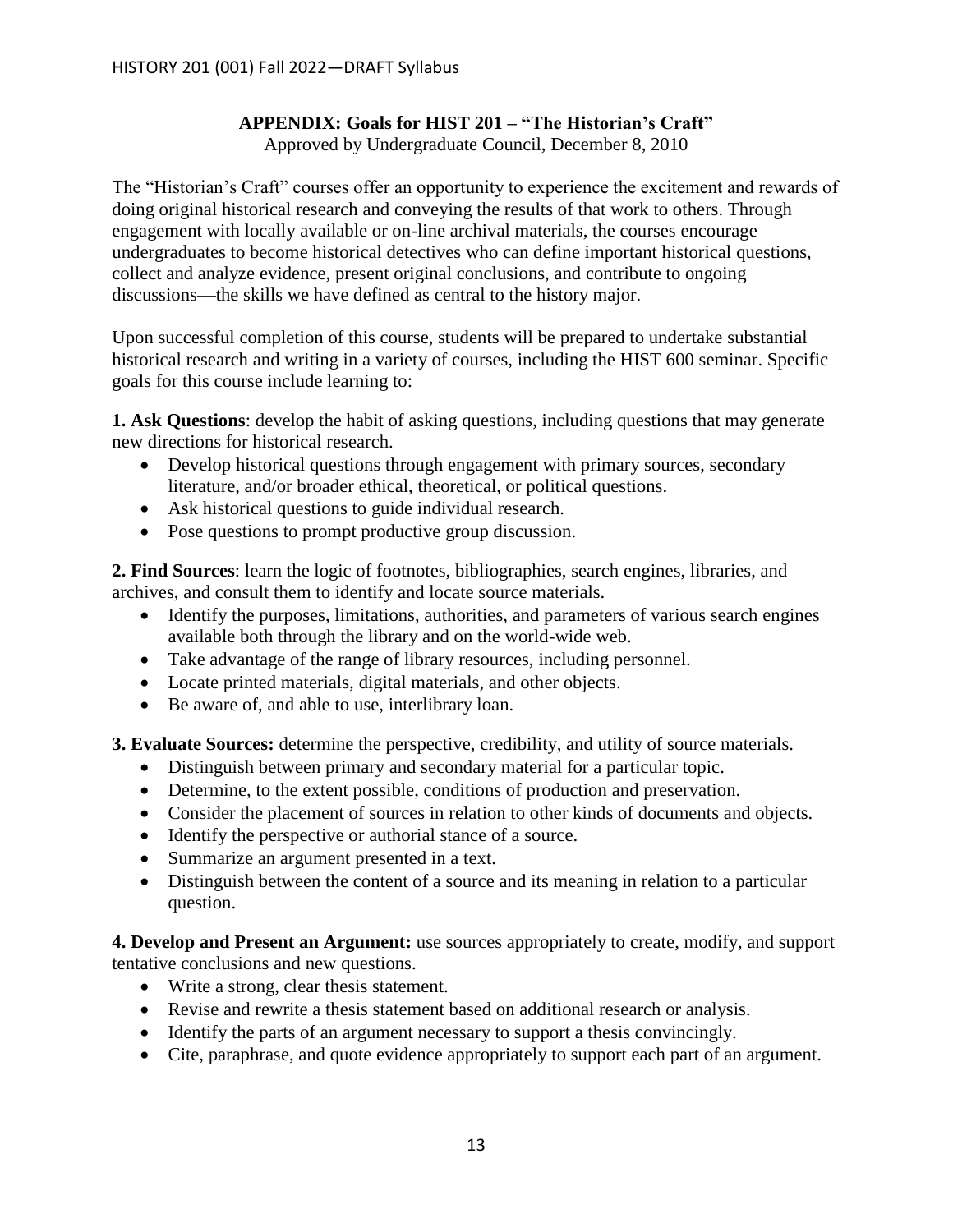## APPENDIX: Goals for HIST 201 – "The Historian's Craft"

Approved by Undergraduate Council, December 8, 2010

The "Historian's Craft" courses offer an opportunity to experience the excitement and rewards of doing original historical research and conveying the results of that work to others. Through engagement with locally available or on-line archival materials, the courses encourage undergraduates to become historical detectives who can define important historical questions, collect and analyze evidence, present original conclusions, and contribute to ongoing discussions—the skills we have defined as central to the history major.

Upon successful completion of this course, students will be prepared to undertake substantial historical research and writing in a variety of courses, including the HIST 600 seminar. Specific goals for this course include learning to:

**1. Ask Questions**: develop the habit of asking questions, including questions that may generate new directions for historical research.

- Develop historical questions through engagement with primary sources, secondary literature, and/or broader ethical, theoretical, or political questions.
- Ask historical questions to guide individual research.
- Pose questions to prompt productive group discussion.

**2. Find Sources**: learn the logic of footnotes, bibliographies, search engines, libraries, and archives, and consult them to identify and locate source materials.

- Identify the purposes, limitations, authorities, and parameters of various search engines available both through the library and on the world-wide web.
- Take advantage of the range of library resources, including personnel.
- Locate printed materials, digital materials, and other objects.
- Be aware of, and able to use, interlibrary loan.

**3. Evaluate Sources:** determine the perspective, credibility, and utility of source materials.

- Distinguish between primary and secondary material for a particular topic.
- Determine, to the extent possible, conditions of production and preservation.
- Consider the placement of sources in relation to other kinds of documents and objects.
- Identify the perspective or authorial stance of a source.
- Summarize an argument presented in a text.
- Distinguish between the content of a source and its meaning in relation to a particular question.

**4. Develop and Present an Argument:** use sources appropriately to create, modify, and support tentative conclusions and new questions.

- Write a strong, clear thesis statement.
- Revise and rewrite a thesis statement based on additional research or analysis.
- Identify the parts of an argument necessary to support a thesis convincingly.
- Cite, paraphrase, and quote evidence appropriately to support each part of an argument.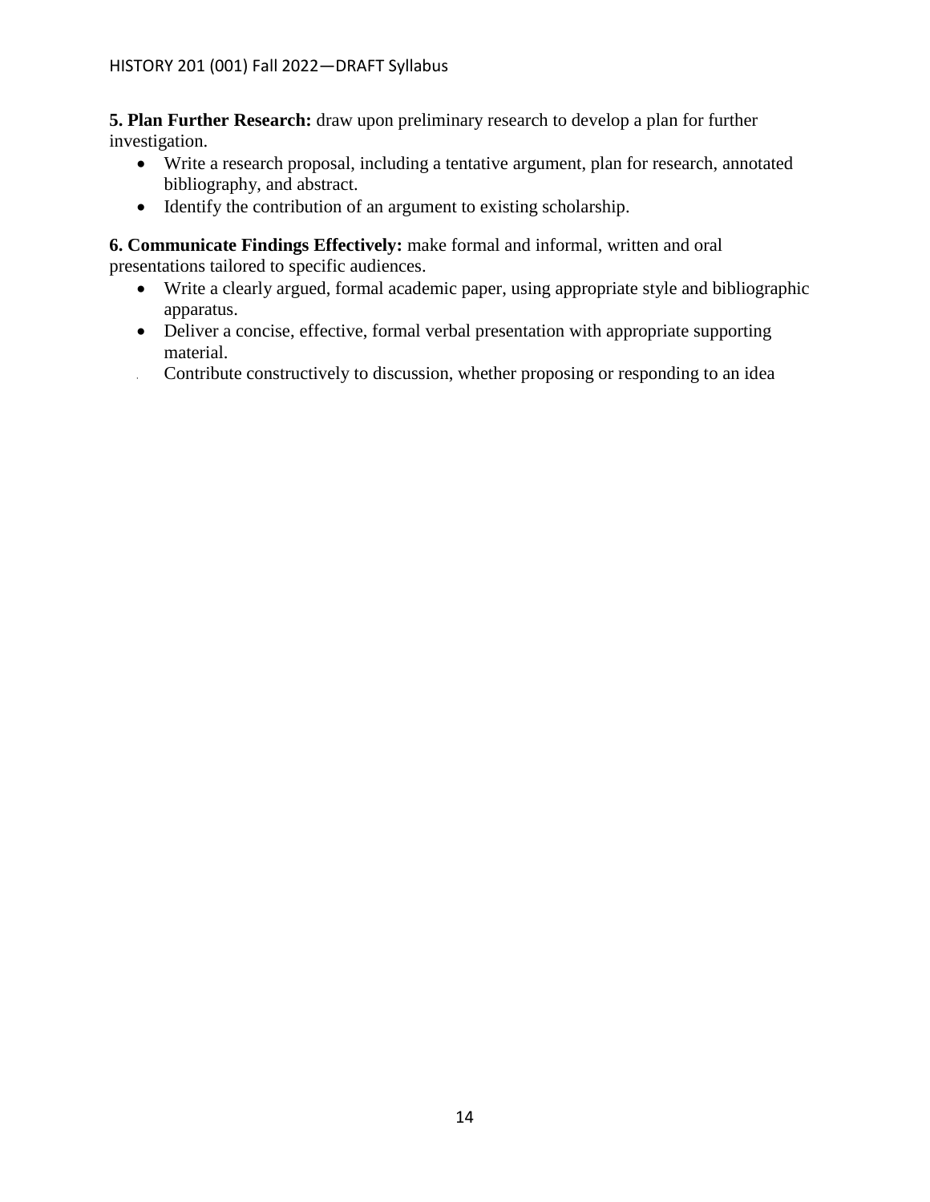**5. Plan Further Research:** draw upon preliminary research to develop a plan for further investigation.

- Write a research proposal, including a tentative argument, plan for research, annotated bibliography, and abstract.
- Identify the contribution of an argument to existing scholarship.

**6. Communicate Findings Effectively:** make formal and informal, written and oral presentations tailored to specific audiences.

- Write a clearly argued, formal academic paper, using appropriate style and bibliographic apparatus.
- Deliver a concise, effective, formal verbal presentation with appropriate supporting material.
- Contribute constructively to discussion, whether proposing or responding to an idea